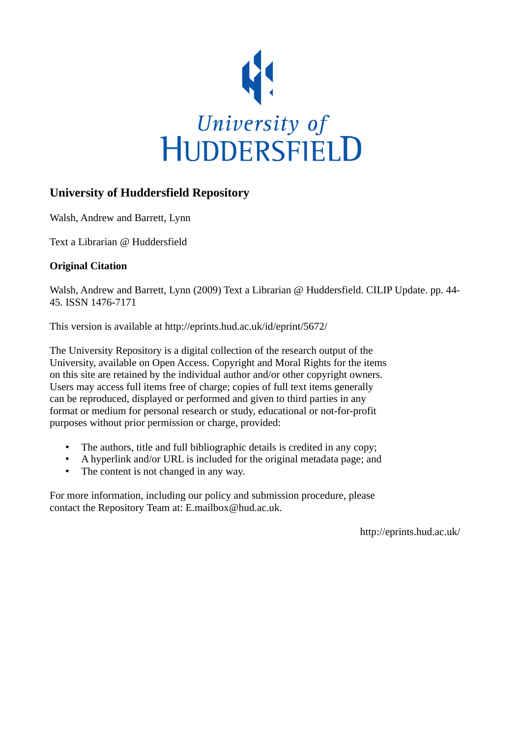University of
HUDDERSFIELD

## University of Huddersfield Repository

Walsh, Andrew and Barrett, Lynn

Text a Librarian @ Huddersfield

### Original Citation

Walsh, Andrew and Barrett, Lynn (2009) Text a Librarian @ Huddersfield. CILIP Update. pp. 44-45. ISSN 1476-7171

This version is available at http://eprints.hud.ac.uk/id/eprint/5672/

The University Repository is a digital collection of the research output of the University, available on Open Access. Copyright and Moral Rights for the items on this site are retained by the individual author and/or other copyright owners. Users may access full items free of charge; copies of full text items generally can be reproduced, displayed or performed and given to third parties in any format or medium for personal research or study, educational or not-for-profit purposes without prior permission or charge, provided:

- The authors, title and full bibliographic details is credited in any copy;
- A hyperlink and/or URL is included for the original metadata page; and
- The content is not changed in any way.

For more information, including our policy and submission procedure, please contact the Repository Team at: E.mailbox@hud.ac.uk.

http://eprints.hud.ac.uk/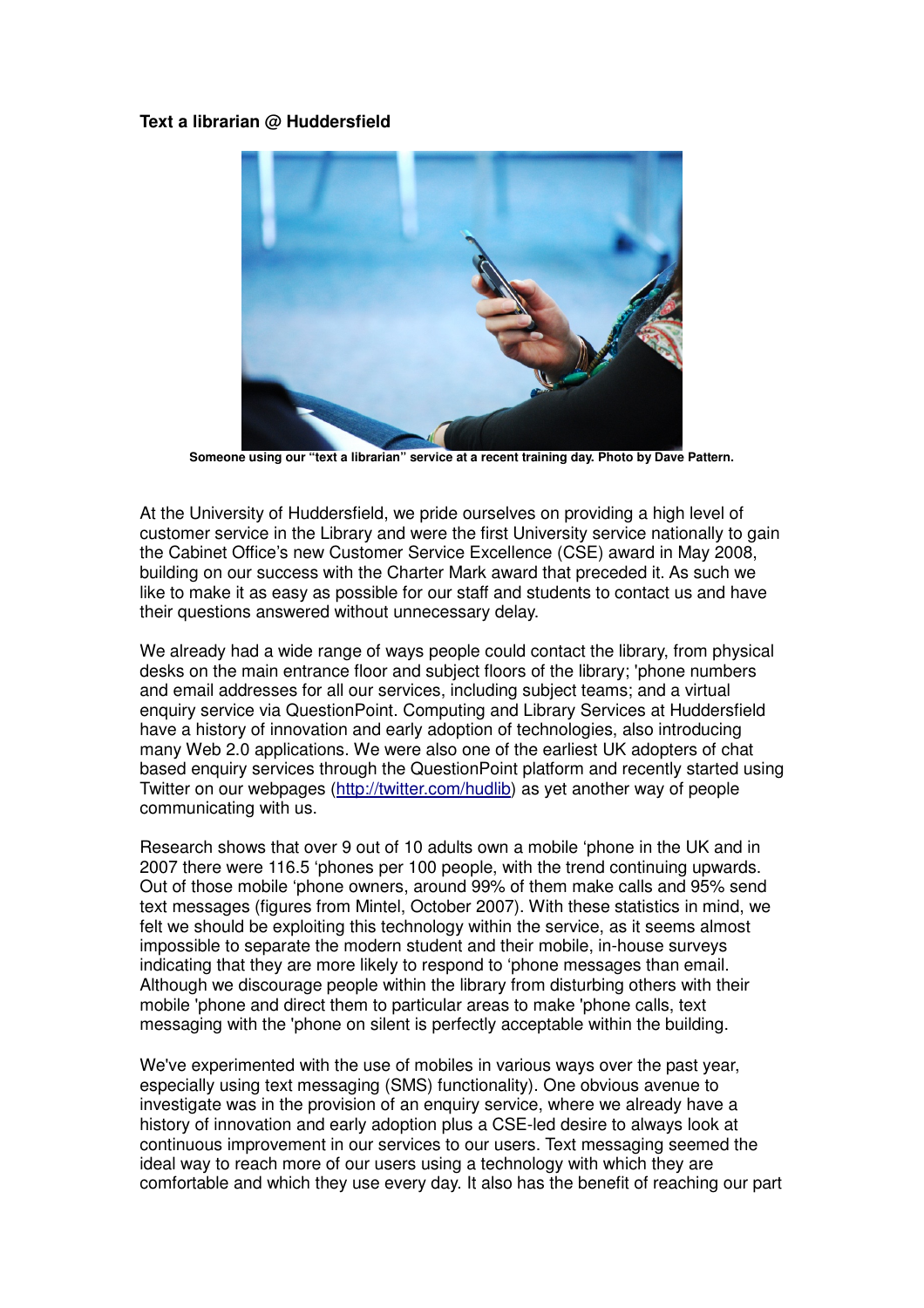**Text a librarian @ Huddersfield**

Someone using our "text a librarian" service at a recent training day. Photo by Dave Pattern.

At the University of Huddersfield, we pride ourselves on providing a high level of customer service in the Library and were the first University service nationally to gain the Cabinet Office's new Customer Service Excellence (CSE) award in May 2008, building on our success with the Charter Mark award that preceded it. As such we like to make it as easy as possible for our staff and students to contact us and have their questions answered without unnecessary delay.

We already had a wide range of ways people could contact the library, from physical desks on the main entrance floor and subject floors of the library; 'phone numbers and email addresses for all our services, including subject teams; and a virtual enquiry service via QuestionPoint. Computing and Library Services at Huddersfield have a history of innovation and early adoption of technologies, also introducing many Web 2.0 applications. We were also one of the earliest UK adopters of chat based enquiry services through the QuestionPoint platform and recently started using Twitter on our webpages ([http://twitter.com/hudlib](http://twitter.com/hudlib)) as yet another way of people communicating with us.

Research shows that over 9 out of 10 adults own a mobile 'phone in the UK and in 2007 there were 116.5 'phones per 100 people, with the trend continuing upwards. Out of those mobile 'phone owners, around 99% of them make calls and 95% send text messages (figures from Mintel, October 2007). With these statistics in mind, we felt we should be exploiting this technology within the service, as it seems almost impossible to separate the modern student and their mobile, in-house surveys indicating that they are more likely to respond to 'phone messages than email. Although we discourage people within the library from disturbing others with their mobile 'phone and direct them to particular areas to make 'phone calls, text messaging with the 'phone on silent is perfectly acceptable within the building.

We've experimented with the use of mobiles in various ways over the past year, especially using text messaging (SMS) functionality). One obvious avenue to investigate was in the provision of an enquiry service, where we already have a history of innovation and early adoption plus a CSE-led desire to always look at continuous improvement in our services to our users. Text messaging seemed the ideal way to reach more of our users using a technology with which they are comfortable and which they use every day. It also has the benefit of reaching our part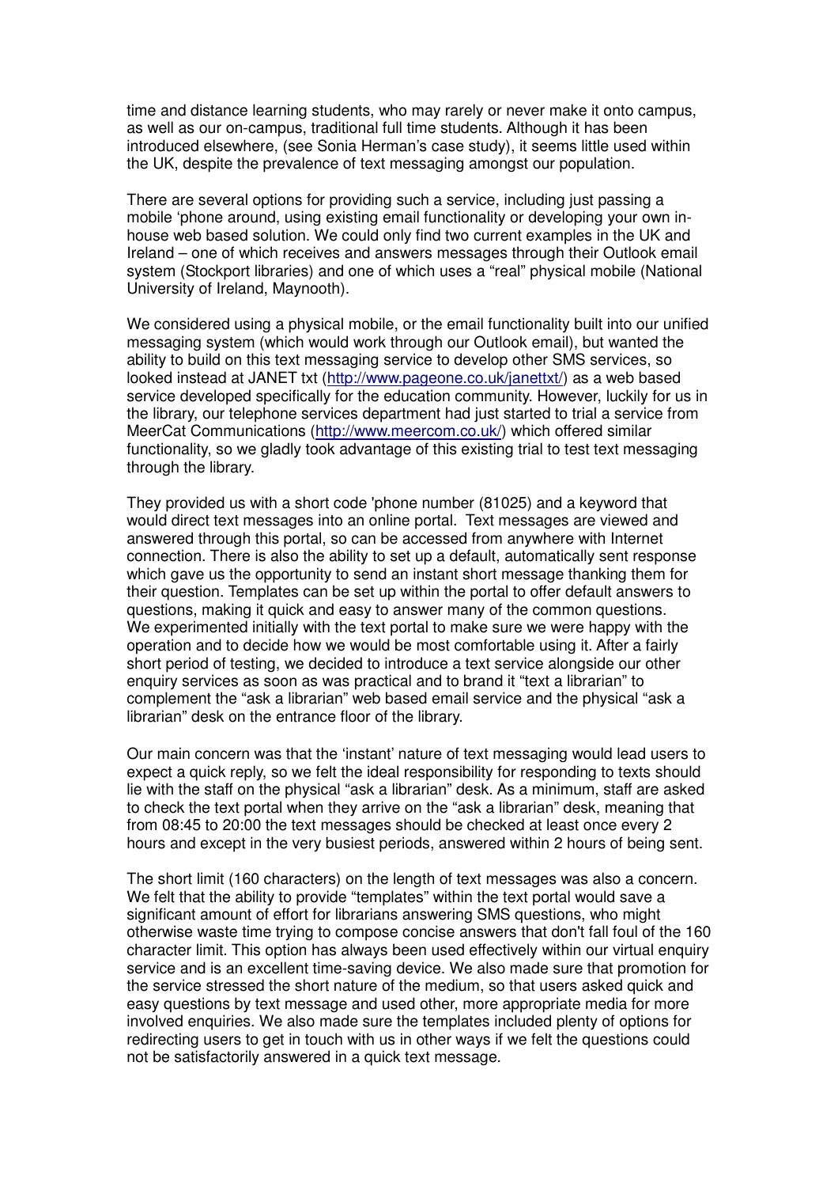time and distance learning students, who may rarely or never make it onto campus, as well as our on-campus, traditional full time students. Although it has been introduced elsewhere, (see Sonia Herman's case study), it seems little used within the UK, despite the prevalence of text messaging amongst our population.

There are several options for providing such a service, including just passing a mobile 'phone around, using existing email functionality or developing your own in-house web based solution. We could only find two current examples in the UK and Ireland – one of which receives and answers messages through their Outlook email system (Stockport libraries) and one of which uses a "real" physical mobile (National University of Ireland, Maynooth).

We considered using a physical mobile, or the email functionality built into our unified messaging system (which would work through our Outlook email), but wanted the ability to build on this text messaging service to develop other SMS services, so looked instead at JANET txt (http://www.pageone.co.uk/janettxt/) as a web based service developed specifically for the education community. However, luckily for us in the library, our telephone services department had just started to trial a service from MeerCat Communications (http://www.meercom.co.uk/) which offered similar functionality, so we gladly took advantage of this existing trial to test text messaging through the library.

They provided us with a short code 'phone number (81025) and a keyword that would direct text messages into an online portal. Text messages are viewed and answered through this portal, so can be accessed from anywhere with Internet connection. There is also the ability to set up a default, automatically sent response which gave us the opportunity to send an instant short message thanking them for their question. Templates can be set up within the portal to offer default answers to questions, making it quick and easy to answer many of the common questions. We experimented initially with the text portal to make sure we were happy with the operation and to decide how we would be most comfortable using it. After a fairly short period of testing, we decided to introduce a text service alongside our other enquiry services as soon as was practical and to brand it "text a librarian" to complement the "ask a librarian" web based email service and the physical "ask a librarian" desk on the entrance floor of the library.

Our main concern was that the 'instant' nature of text messaging would lead users to expect a quick reply, so we felt the ideal responsibility for responding to texts should lie with the staff on the physical "ask a librarian" desk. As a minimum, staff are asked to check the text portal when they arrive on the "ask a librarian" desk, meaning that from 08:45 to 20:00 the text messages should be checked at least once every 2 hours and except in the very busiest periods, answered within 2 hours of being sent.

The short limit (160 characters) on the length of text messages was also a concern. We felt that the ability to provide "templates" within the text portal would save a significant amount of effort for librarians answering SMS questions, who might otherwise waste time trying to compose concise answers that don't fall foul of the 160 character limit. This option has always been used effectively within our virtual enquiry service and is an excellent time-saving device. We also made sure that promotion for the service stressed the short nature of the medium, so that users asked quick and easy questions by text message and used other, more appropriate media for more involved enquiries. We also made sure the templates included plenty of options for redirecting users to get in touch with us in other ways if we felt the questions could not be satisfactorily answered in a quick text message.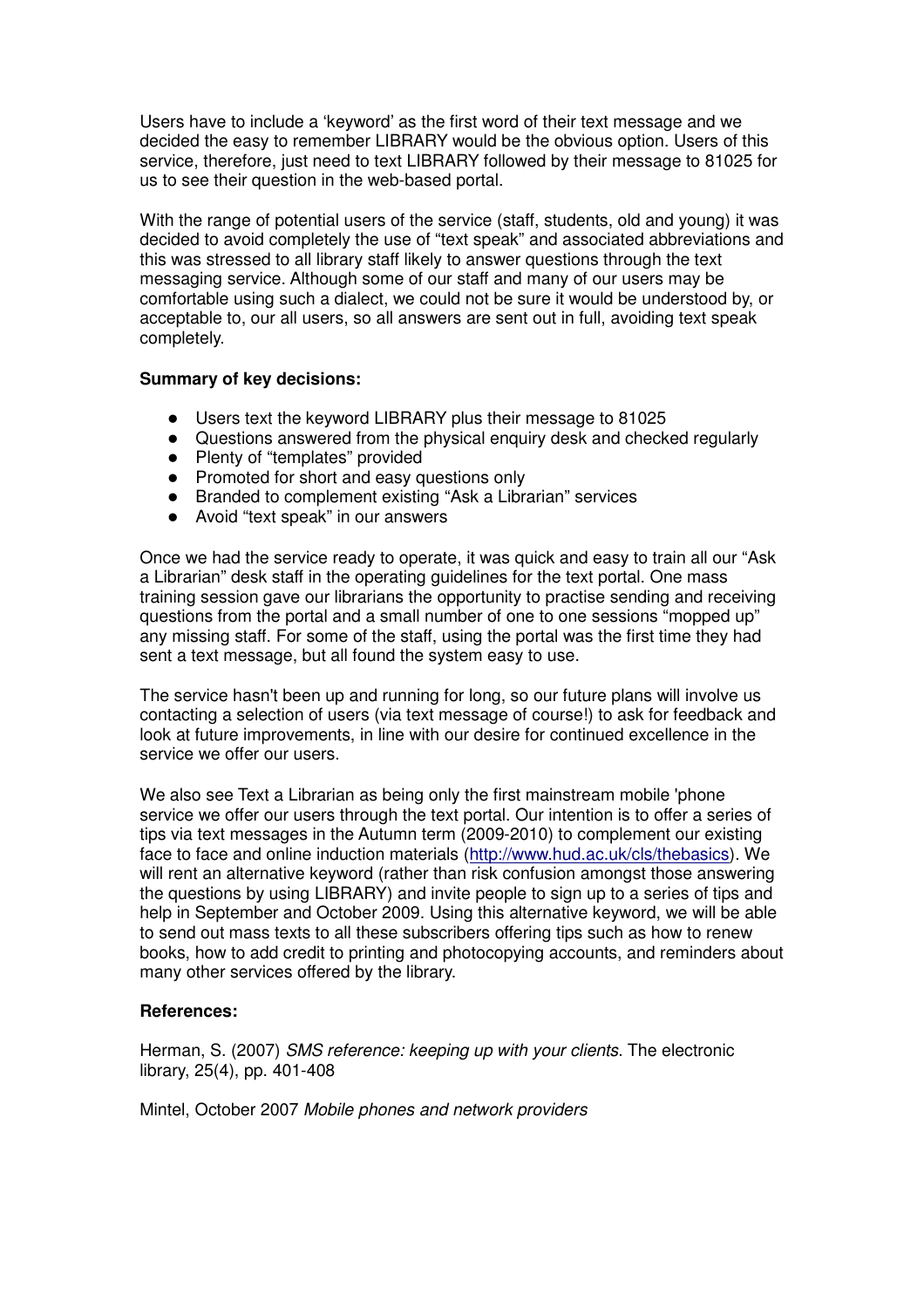Users have to include a 'keyword' as the first word of their text message and we decided the easy to remember LIBRARY would be the obvious option. Users of this service, therefore, just need to text LIBRARY followed by their message to 81025 for us to see their question in the web-based portal.

With the range of potential users of the service (staff, students, old and young) it was decided to avoid completely the use of "text speak" and associated abbreviations and this was stressed to all library staff likely to answer questions through the text messaging service. Although some of our staff and many of our users may be comfortable using such a dialect, we could not be sure it would be understood by, or acceptable to, our all users, so all answers are sent out in full, avoiding text speak completely.

**Summary of key decisions:**

- Users text the keyword LIBRARY plus their message to 81025
- Questions answered from the physical enquiry desk and checked regularly
- Plenty of "templates" provided
- Promoted for short and easy questions only
- Branded to complement existing "Ask a Librarian" services
- Avoid "text speak" in our answers

Once we had the service ready to operate, it was quick and easy to train all our "Ask a Librarian" desk staff in the operating guidelines for the text portal. One mass training session gave our librarians the opportunity to practise sending and receiving questions from the portal and a small number of one to one sessions "mopped up" any missing staff. For some of the staff, using the portal was the first time they had sent a text message, but all found the system easy to use.

The service hasn't been up and running for long, so our future plans will involve us contacting a selection of users (via text message of course!) to ask for feedback and look at future improvements, in line with our desire for continued excellence in the service we offer our users.

We also see Text a Librarian as being only the first mainstream mobile 'phone service we offer our users through the text portal. Our intention is to offer a series of tips via text messages in the Autumn term (2009-2010) to complement our existing face to face and online induction materials (http://www.hud.ac.uk/cls/thebasics). We will rent an alternative keyword (rather than risk confusion amongst those answering the questions by using LIBRARY) and invite people to sign up to a series of tips and help in September and October 2009. Using this alternative keyword, we will be able to send out mass texts to all these subscribers offering tips such as how to renew books, how to add credit to printing and photocopying accounts, and reminders about many other services offered by the library.

**References:**

Herman, S. (2007) *SMS reference: keeping up with your clients*. The electronic library, 25(4), pp. 401-408

Mintel, October 2007 *Mobile phones and network providers*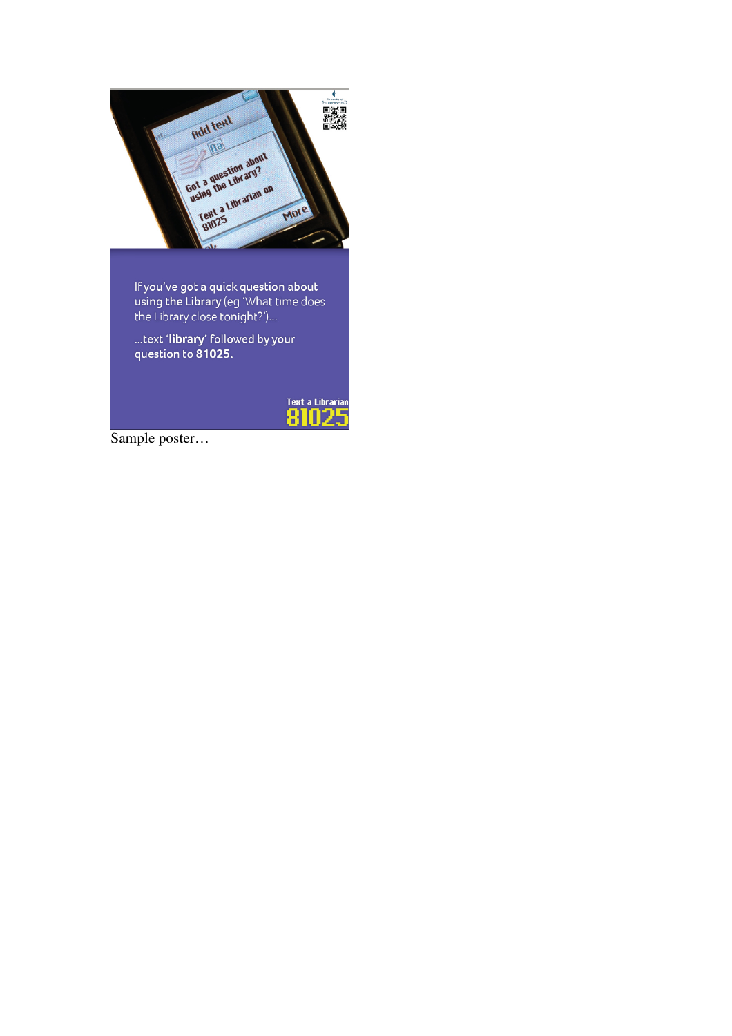If you've got a quick question about using the Library (eg 'What time does the Library close tonight?')...

...text '**library**' followed by your question to **81025.**

Text a Librarian
81025

Sample poster…